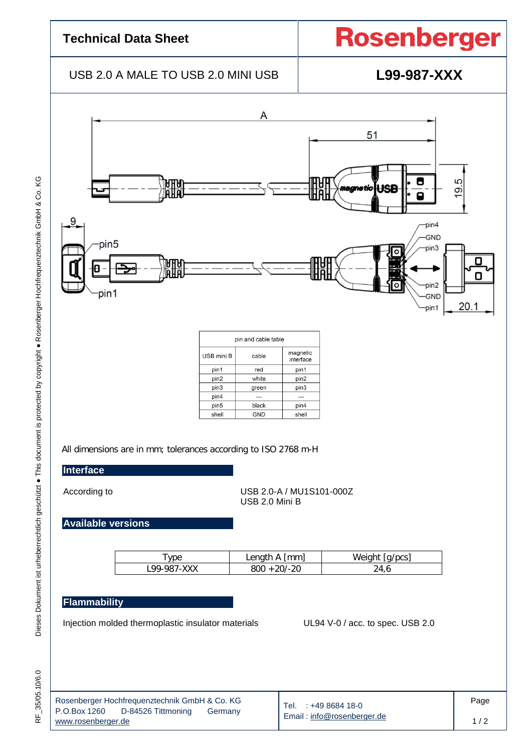# Technical Data Sheet

**Rosenberger**

USB 2.0 A MALE TO USB 2.0 MINI USB

**L99-987-XXX**

| pin and cable table | | |
|---|---|---|
| USB mini B | cable | magnetic interface |
| pin1 | red | pin1 |
| pin2 | white | pin2 |
| pin3 | green | pin3 |
| pin4 | --- | --- |
| pin5 | black | pin4 |
| shell | GND | shell |

All dimensions are in mm; tolerances according to ISO 2768 m-H

## Interface

According to — USB 2.0-A / MU1S101-000Z
USB 2.0 Mini B

## Available versions

| Type | Length A [mm] | Weight [g/pcs] |
|---|---|---|
| L99-987-XXX | 800 +20/-20 | 24,6 |

## Flammability

Injection molded thermoplastic insulator materials — UL94 V-0 / acc. to spec. USB 2.0

Rosenberger Hochfrequenztechnik GmbH & Co. KG
P.O.Box 1260 D-84526 Tittmoning Germany
www.rosenberger.de

Tel. : +49 8684 18-0
Email : info@rosenberger.de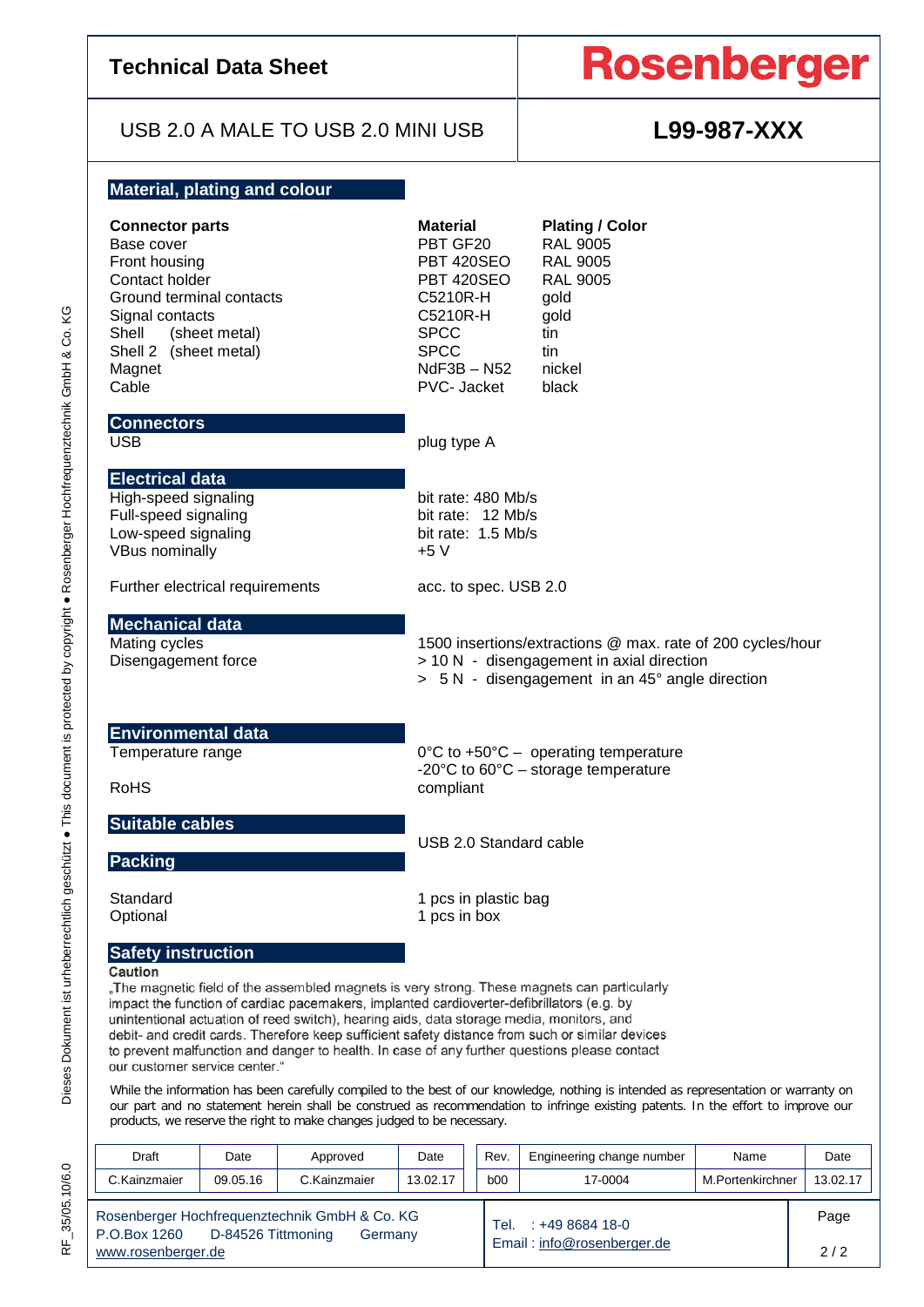# Technical Data Sheet

**Rosenberger**

USB 2.0 A MALE TO USB 2.0 MINI USB

**L99-987-XXX**

## Material, plating and colour

| Connector parts | Material | Plating / Color |
|---|---|---|
| Base cover | PBT GF20 | RAL 9005 |
| Front housing | PBT 420SEO | RAL 9005 |
| Contact holder | PBT 420SEO | RAL 9005 |
| Ground terminal contacts | C5210R-H | gold |
| Signal contacts | C5210R-H | gold |
| Shell (sheet metal) | SPCC | tin |
| Shell 2 (sheet metal) | SPCC | tin |
| Magnet | NdF3B – N52 | nickel |
| Cable | PVC- Jacket | black |

## Connectors

| | |
|---|---|
| USB | plug type A |

## Electrical data

| | |
|---|---|
| High-speed signaling | bit rate: 480 Mb/s |
| Full-speed signaling | bit rate: 12 Mb/s |
| Low-speed signaling | bit rate: 1.5 Mb/s |
| VBus nominally | +5 V |
| Further electrical requirements | acc. to spec. USB 2.0 |

## Mechanical data

| | |
|---|---|
| Mating cycles | 1500 insertions/extractions @ max. rate of 200 cycles/hour |
| Disengagement force | > 10 N - disengagement in axial direction<br>> 5 N - disengagement in an 45° angle direction |

## Environmental data

| | |
|---|---|
| Temperature range | 0°C to +50°C – operating temperature<br>-20°C to 60°C – storage temperature |
| RoHS | compliant |

## Suitable cables

USB 2.0 Standard cable

## Packing

| | |
|---|---|
| Standard | 1 pcs in plastic bag |
| Optional | 1 pcs in box |

## Safety instruction

**Caution**

„The magnetic field of the assembled magnets is very strong. These magnets can particularly impact the function of cardiac pacemakers, implanted cardioverter-defibrillators (e.g. by unintentional actuation of reed switch), hearing aids, data storage media, monitors, and debit- and credit cards. Therefore keep sufficient safety distance from such or similar devices to prevent malfunction and danger to health. In case of any further questions please contact our customer service center."

While the information has been carefully compiled to the best of our knowledge, nothing is intended as representation or warranty on our part and no statement herein shall be construed as recommendation to infringe existing patents. In the effort to improve our products, we reserve the right to make changes judged to be necessary.

| Draft | Date | Approved | Date | Rev. | Engineering change number | Name | Date |
|---|---|---|---|---|---|---|---|
| C.Kainzmaier | 09.05.16 | C.Kainzmaier | 13.02.17 | b00 | 17-0004 | M.Portenkirchner | 13.02.17 |

Rosenberger Hochfrequenztechnik GmbH & Co. KG
P.O.Box 1260 D-84526 Tittmoning Germany
www.rosenberger.de

Tel. : +49 8684 18-0
Email : info@rosenberger.de

Dieses Dokument ist urheberrechtlich geschützt ● This document is protected by copyright ● Rosenberger Hochfrequenztechnik GmbH & Co. KG

RF_35/05.10/6.0